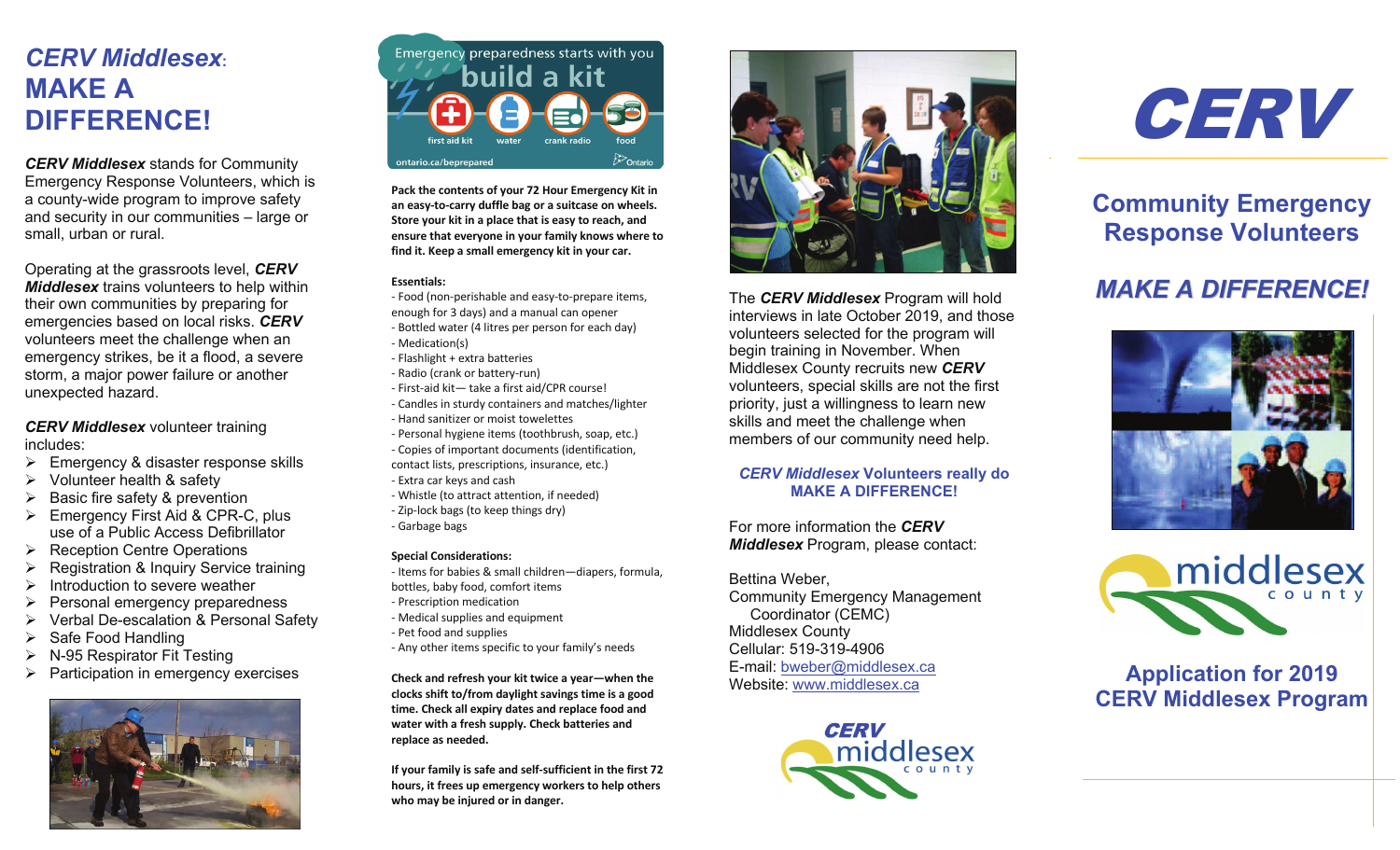## *CERV Middlesex*: MAKE A DIFFERENCE!

***CERV Middlesex*** stands for Community Emergency Response Volunteers, which is a county-wide program to improve safety and security in our communities – large or small, urban or rural.

Operating at the grassroots level, ***CERV Middlesex*** trains volunteers to help within their own communities by preparing for emergencies based on local risks. ***CERV*** volunteers meet the challenge when an emergency strikes, be it a flood, a severe storm, a major power failure or another unexpected hazard.

***CERV Middlesex*** volunteer training includes:

- Emergency & disaster response skills
- Volunteer health & safety
- Basic fire safety & prevention
- Emergency First Aid & CPR-C, plus use of a Public Access Defibrillator
- Reception Centre Operations
- Registration & Inquiry Service training
- Introduction to severe weather
- Personal emergency preparedness
- Verbal De-escalation & Personal Safety
- Safe Food Handling
- N-95 Respirator Fit Testing
- Participation in emergency exercises

Emergency preparedness starts with you
build a kit
first aid kit | water | crank radio | food
ontario.ca/beprepared

**Pack the contents of your 72 Hour Emergency Kit in an easy-to-carry duffle bag or a suitcase on wheels. Store your kit in a place that is easy to reach, and ensure that everyone in your family knows where to find it. Keep a small emergency kit in your car.**

**Essentials:**

- Food (non-perishable and easy-to-prepare items, enough for 3 days) and a manual can opener
- Bottled water (4 litres per person for each day)
- Medication(s)
- Flashlight + extra batteries
- Radio (crank or battery-run)
- First-aid kit— take a first aid/CPR course!
- Candles in sturdy containers and matches/lighter
- Hand sanitizer or moist towelettes
- Personal hygiene items (toothbrush, soap, etc.)
- Copies of important documents (identification, contact lists, prescriptions, insurance, etc.)
- Extra car keys and cash
- Whistle (to attract attention, if needed)
- Zip-lock bags (to keep things dry)
- Garbage bags

**Special Considerations:**

- Items for babies & small children—diapers, formula, bottles, baby food, comfort items
- Prescription medication
- Medical supplies and equipment
- Pet food and supplies
- Any other items specific to your family's needs

**Check and refresh your kit twice a year—when the clocks shift to/from daylight savings time is a good time. Check all expiry dates and replace food and water with a fresh supply. Check batteries and replace as needed.**

**If your family is safe and self-sufficient in the first 72 hours, it frees up emergency workers to help others who may be injured or in danger.**

The ***CERV Middlesex*** Program will hold interviews in late October 2019, and those volunteers selected for the program will begin training in November. When Middlesex County recruits new ***CERV*** volunteers, special skills are not the first priority, just a willingness to learn new skills and meet the challenge when members of our community need help.

***CERV Middlesex* Volunteers really do MAKE A DIFFERENCE!**

For more information the ***CERV Middlesex*** Program, please contact:

Bettina Weber,
Community Emergency Management Coordinator (CEMC)
Middlesex County
Cellular: 519-319-4906
E-mail: bweber@middlesex.ca
Website: www.middlesex.ca

CERV middlesex county

# CERV

## Community Emergency Response Volunteers

## *MAKE A DIFFERENCE!*

middlesex county

## Application for 2019 CERV Middlesex Program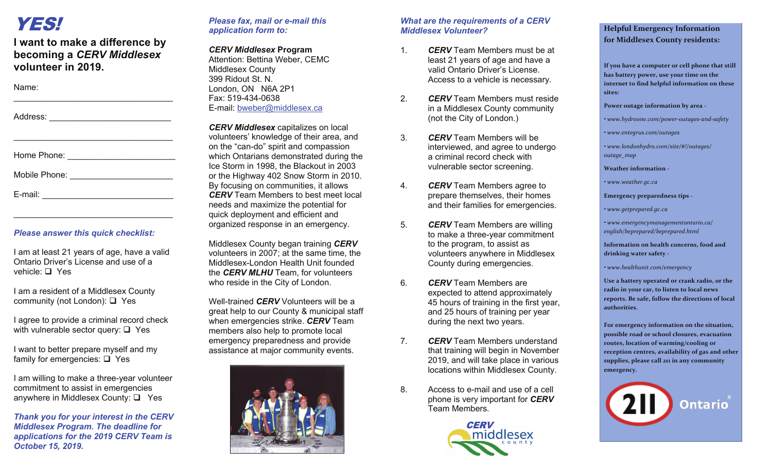# *YES!*

**I want to make a difference by becoming a *CERV Middlesex* volunteer in 2019.**

Name: ______________________________

Address: ___________________________

___________________________________

Home Phone: ________________________

Mobile Phone: _______________________

E-mail: _____________________________

___________________________________

***Please answer this quick checklist:***

I am at least 21 years of age, have a valid Ontario Driver's License and use of a vehicle: ❑ Yes

I am a resident of a Middlesex County community (not London): ❑ Yes

I agree to provide a criminal record check with vulnerable sector query: ❑ Yes

I want to better prepare myself and my family for emergencies: ❑ Yes

I am willing to make a three-year volunteer commitment to assist in emergencies anywhere in Middlesex County: ❑ Yes

***Thank you for your interest in the CERV Middlesex Program. The deadline for applications for the 2019 CERV Team is October 15, 2019.***

***Please fax, mail or e-mail this application form to:***

***CERV Middlesex*** **Program**
Attention: Bettina Weber, CEMC
Middlesex County
399 Ridout St. N.
London, ON N6A 2P1
Fax: 519-434-0638
E-mail: bweber@middlesex.ca

***CERV Middlesex*** capitalizes on local volunteers' knowledge of their area, and on the "can-do" spirit and compassion which Ontarians demonstrated during the Ice Storm in 1998, the Blackout in 2003 or the Highway 402 Snow Storm in 2010. By focusing on communities, it allows ***CERV*** Team Members to best meet local needs and maximize the potential for quick deployment and efficient and organized response in an emergency.

Middlesex County began training ***CERV*** volunteers in 2007; at the same time, the Middlesex-London Health Unit founded the ***CERV MLHU*** Team, for volunteers who reside in the City of London.

Well-trained ***CERV*** Volunteers will be a great help to our County & municipal staff when emergencies strike. ***CERV*** Team members also help to promote local emergency preparedness and provide assistance at major community events.

***What are the requirements of a CERV Middlesex Volunteer?***

1. ***CERV*** Team Members must be at least 21 years of age and have a valid Ontario Driver's License. Access to a vehicle is necessary.
2. ***CERV*** Team Members must reside in a Middlesex County community (not the City of London.)
3. ***CERV*** Team Members will be interviewed, and agree to undergo a criminal record check with vulnerable sector screening.
4. ***CERV*** Team Members agree to prepare themselves, their homes and their families for emergencies.
5. ***CERV*** Team Members are willing to make a three-year commitment to the program, to assist as volunteers anywhere in Middlesex County during emergencies.
6. ***CERV*** Team Members are expected to attend approximately 45 hours of training in the first year, and 25 hours of training per year during the next two years.
7. ***CERV*** Team Members understand that training will begin in November 2019, and will take place in various locations within Middlesex County.
8. Access to e-mail and use of a cell phone is very important for ***CERV*** Team Members.

CERV middlesex county

**Helpful Emergency Information for Middlesex County residents:**

**If you have a computer or cell phone that still has battery power, use your time on the internet to find helpful information on these sites:**

**Power outage information by area -**

- *www.hydroone.com/power-outages-and-safety*
- *www.entegrus.com/outages*
- *www.londonhydro.com/site/#!/outages/outage_map*

**Weather information -**

- *www.weather.gc.ca*

**Emergency preparedness tips -**

- *www.getprepared.gc.ca*
- *www.emergencymanagementontario.ca/english/beprepared/beprepared.html*

**Information on health concerns, food and drinking water safety -**

- *www.healthunit.com/emergency*

**Use a battery operated or crank radio, or the radio in your car, to listen to local news reports. Be safe, follow the directions of local authorities.**

**For emergency information on the situation, possible road or school closures, evacuation routes, location of warming/cooling or reception centres, availability of gas and other supplies, please call 211 in any community emergency.**

211 Ontario®